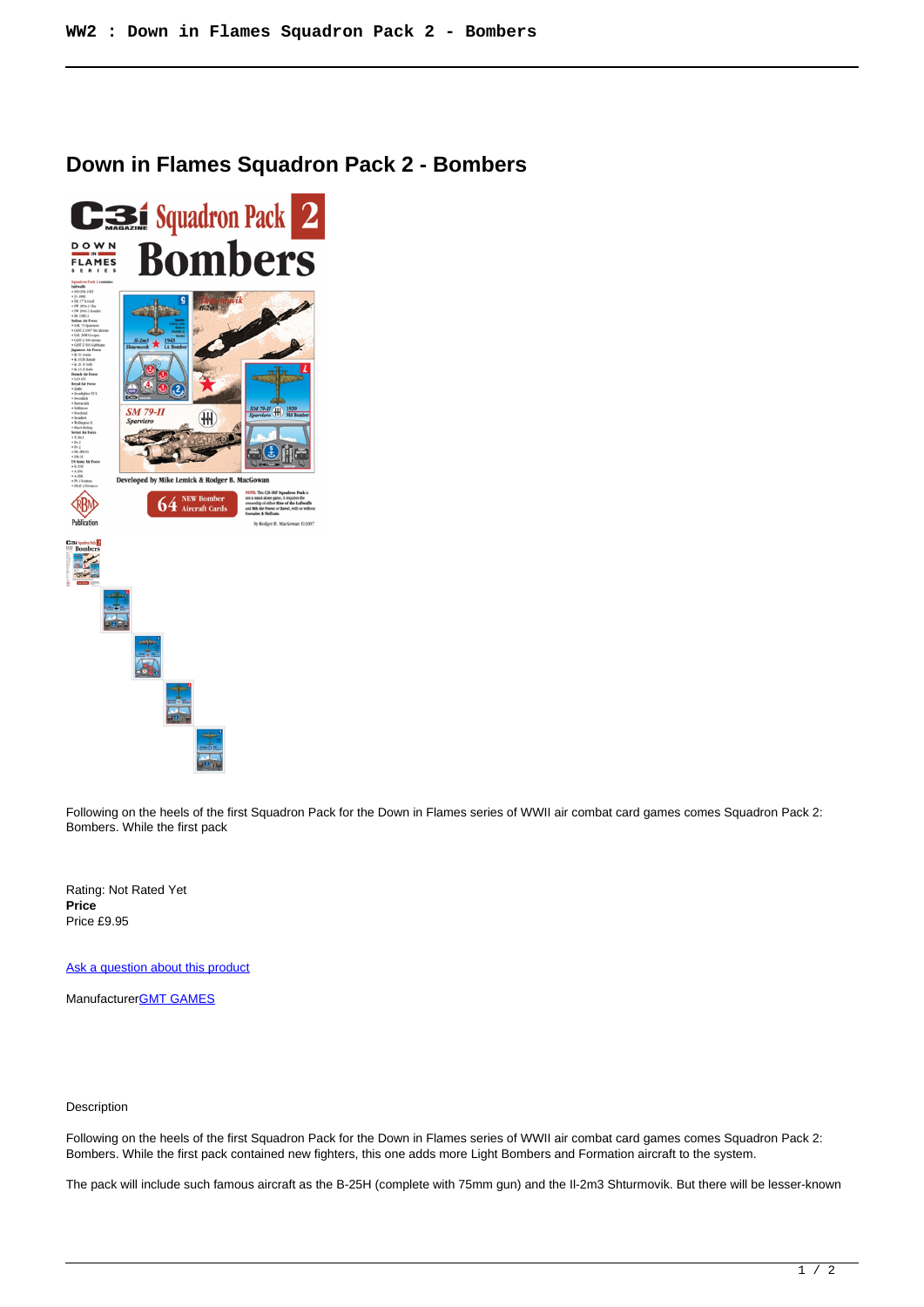# Down in Flames Squadron Pack 2 - Bombers

Following on the heels of the first Squadron Pack for the Down in Flames series of WWII air combat card games comes Squadron Pack 2: Bombers. While the first pack

Rating: Not Rated Yet
**Price**
Price £9.95

[Ask a question about this product]()

Manufacturer[GMT GAMES]()

Description

Following on the heels of the first Squadron Pack for the Down in Flames series of WWII air combat card games comes Squadron Pack 2: Bombers. While the first pack contained new fighters, this one adds more Light Bombers and Formation aircraft to the system.

The pack will include such famous aircraft as the B-25H (complete with 75mm gun) and the Il-2m3 Shturmovik. But there will be lesser-known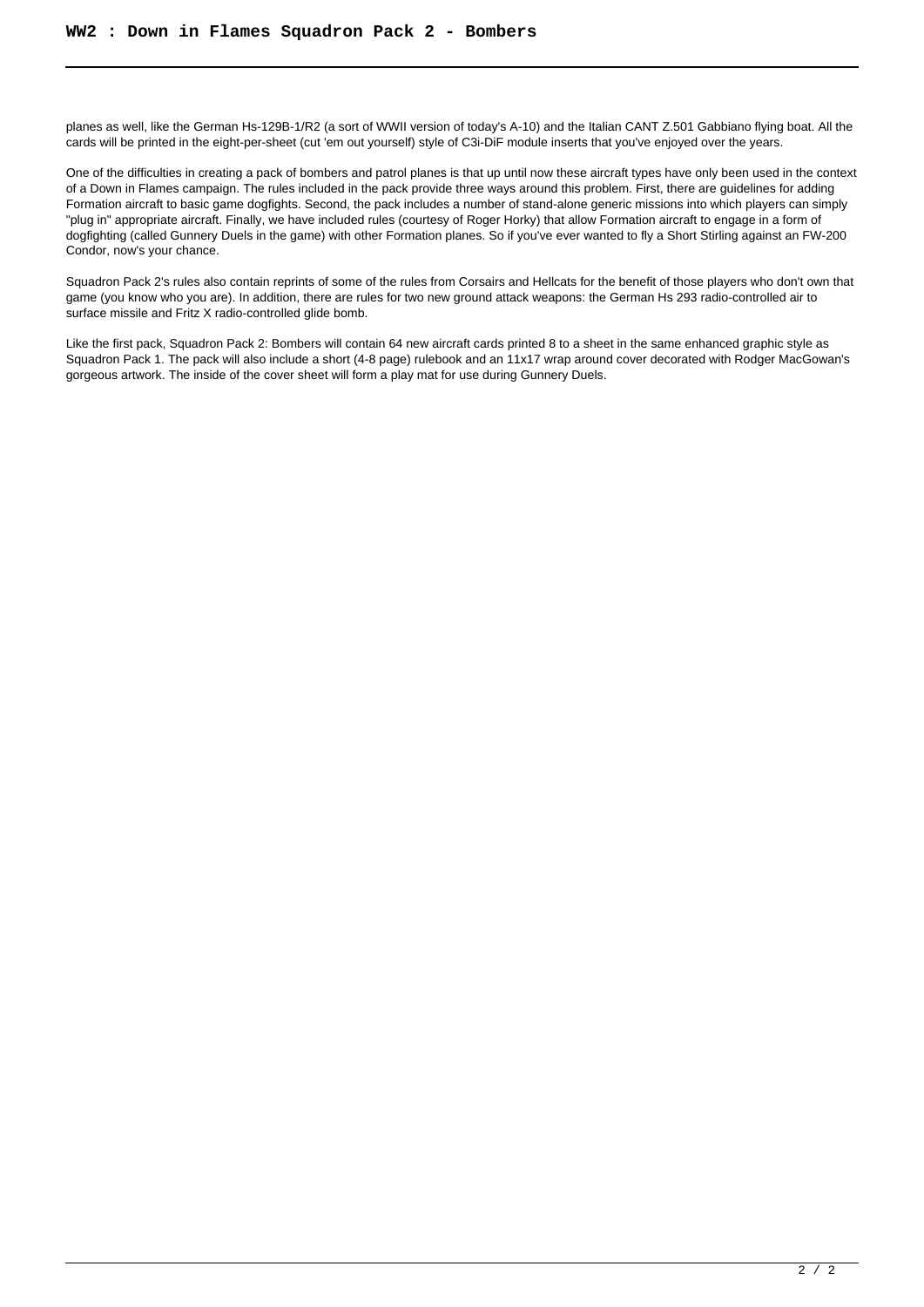planes as well, like the German Hs-129B-1/R2 (a sort of WWII version of today's A-10) and the Italian CANT Z.501 Gabbiano flying boat. All the cards will be printed in the eight-per-sheet (cut 'em out yourself) style of C3i-DiF module inserts that you've enjoyed over the years.

One of the difficulties in creating a pack of bombers and patrol planes is that up until now these aircraft types have only been used in the context of a Down in Flames campaign. The rules included in the pack provide three ways around this problem. First, there are guidelines for adding Formation aircraft to basic game dogfights. Second, the pack includes a number of stand-alone generic missions into which players can simply "plug in" appropriate aircraft. Finally, we have included rules (courtesy of Roger Horky) that allow Formation aircraft to engage in a form of dogfighting (called Gunnery Duels in the game) with other Formation planes. So if you've ever wanted to fly a Short Stirling against an FW-200 Condor, now's your chance.

Squadron Pack 2's rules also contain reprints of some of the rules from Corsairs and Hellcats for the benefit of those players who don't own that game (you know who you are). In addition, there are rules for two new ground attack weapons: the German Hs 293 radio-controlled air to surface missile and Fritz X radio-controlled glide bomb.

Like the first pack, Squadron Pack 2: Bombers will contain 64 new aircraft cards printed 8 to a sheet in the same enhanced graphic style as Squadron Pack 1. The pack will also include a short (4-8 page) rulebook and an 11x17 wrap around cover decorated with Rodger MacGowan's gorgeous artwork. The inside of the cover sheet will form a play mat for use during Gunnery Duels.